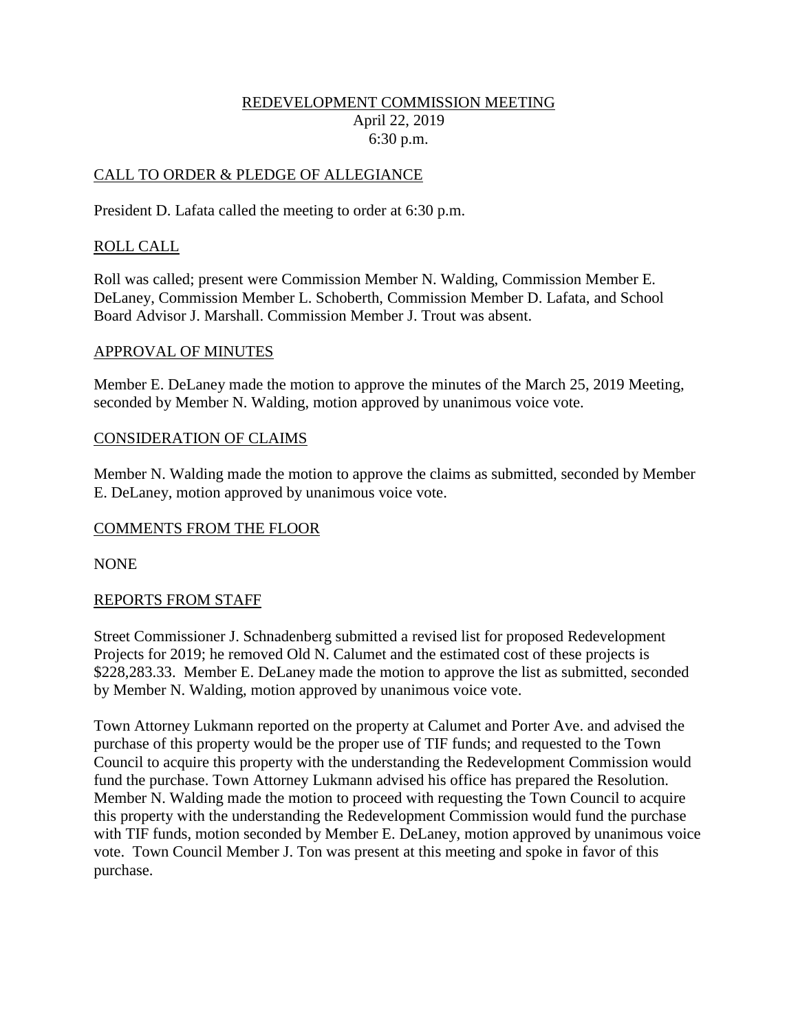# REDEVELOPMENT COMMISSION MEETING

April 22, 2019
6:30 p.m.

## CALL TO ORDER & PLEDGE OF ALLEGIANCE

President D. Lafata called the meeting to order at 6:30 p.m.

## ROLL CALL

Roll was called; present were Commission Member N. Walding, Commission Member E. DeLaney, Commission Member L. Schoberth, Commission Member D. Lafata, and School Board Advisor J. Marshall. Commission Member J. Trout was absent.

## APPROVAL OF MINUTES

Member E. DeLaney made the motion to approve the minutes of the March 25, 2019 Meeting, seconded by Member N. Walding, motion approved by unanimous voice vote.

## CONSIDERATION OF CLAIMS

Member N. Walding made the motion to approve the claims as submitted, seconded by Member E. DeLaney, motion approved by unanimous voice vote.

## COMMENTS FROM THE FLOOR

NONE

## REPORTS FROM STAFF

Street Commissioner J. Schnadenberg submitted a revised list for proposed Redevelopment Projects for 2019; he removed Old N. Calumet and the estimated cost of these projects is $228,283.33. Member E. DeLaney made the motion to approve the list as submitted, seconded by Member N. Walding, motion approved by unanimous voice vote.

Town Attorney Lukmann reported on the property at Calumet and Porter Ave. and advised the purchase of this property would be the proper use of TIF funds; and requested to the Town Council to acquire this property with the understanding the Redevelopment Commission would fund the purchase. Town Attorney Lukmann advised his office has prepared the Resolution. Member N. Walding made the motion to proceed with requesting the Town Council to acquire this property with the understanding the Redevelopment Commission would fund the purchase with TIF funds, motion seconded by Member E. DeLaney, motion approved by unanimous voice vote. Town Council Member J. Ton was present at this meeting and spoke in favor of this purchase.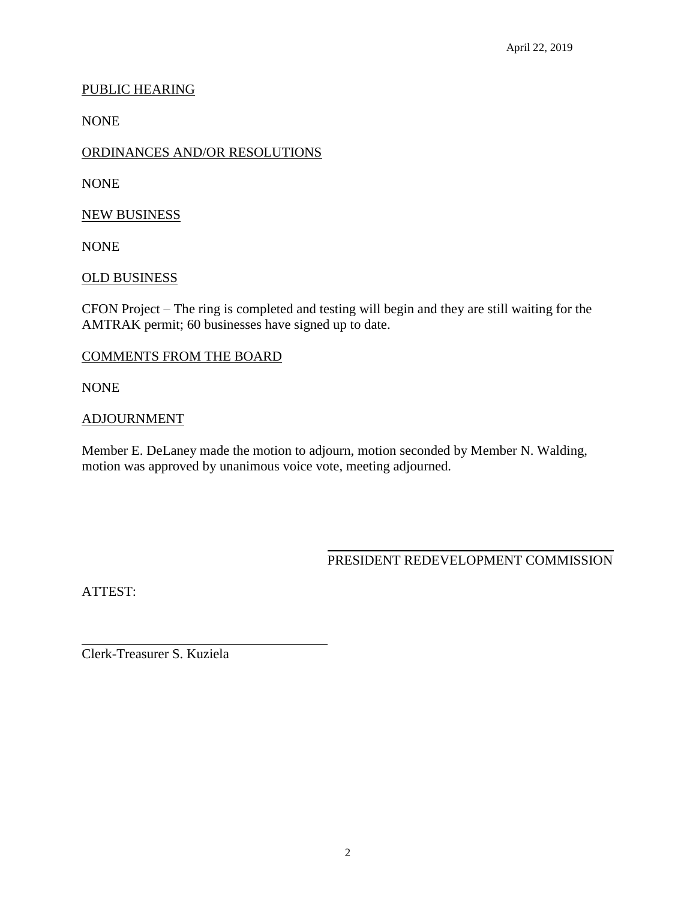PUBLIC HEARING

NONE

ORDINANCES AND/OR RESOLUTIONS

NONE

NEW BUSINESS

NONE

OLD BUSINESS

CFON Project – The ring is completed and testing will begin and they are still waiting for the AMTRAK permit; 60 businesses have signed up to date.

COMMENTS FROM THE BOARD

NONE

ADJOURNMENT

Member E. DeLaney made the motion to adjourn, motion seconded by Member N. Walding, motion was approved by unanimous voice vote, meeting adjourned.

PRESIDENT REDEVELOPMENT COMMISSION

ATTEST:

Clerk-Treasurer S. Kuziela